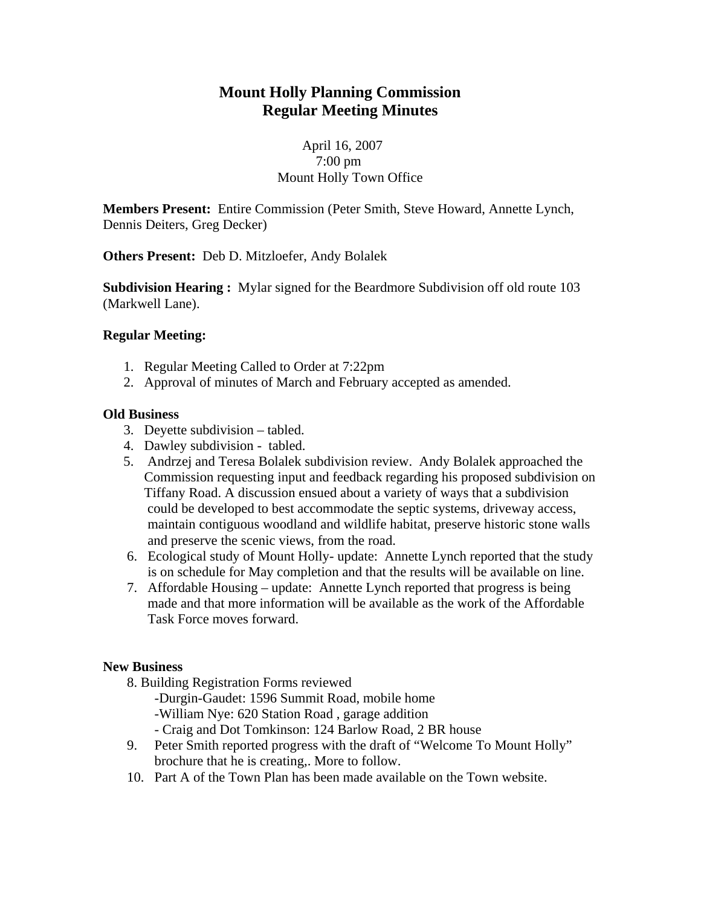# Mount Holly Planning Commission
## Regular Meeting Minutes

April 16, 2007
7:00 pm
Mount Holly Town Office

**Members Present:** Entire Commission (Peter Smith, Steve Howard, Annette Lynch, Dennis Deiters, Greg Decker)

**Others Present:** Deb D. Mitzloefer, Andy Bolalek

**Subdivision Hearing :** Mylar signed for the Beardmore Subdivision off old route 103 (Markwell Lane).

**Regular Meeting:**

1. Regular Meeting Called to Order at 7:22pm
2. Approval of minutes of March and February accepted as amended.

**Old Business**

3. Deyette subdivision – tabled.
4. Dawley subdivision - tabled.
5. Andrzej and Teresa Bolalek subdivision review. Andy Bolalek approached the Commission requesting input and feedback regarding his proposed subdivision on Tiffany Road. A discussion ensued about a variety of ways that a subdivision could be developed to best accommodate the septic systems, driveway access, maintain contiguous woodland and wildlife habitat, preserve historic stone walls and preserve the scenic views, from the road.
6. Ecological study of Mount Holly- update: Annette Lynch reported that the study is on schedule for May completion and that the results will be available on line.
7. Affordable Housing – update: Annette Lynch reported that progress is being made and that more information will be available as the work of the Affordable Task Force moves forward.

**New Business**

8. Building Registration Forms reviewed
   - Durgin-Gaudet: 1596 Summit Road, mobile home
   - William Nye: 620 Station Road , garage addition
   - Craig and Dot Tomkinson: 124 Barlow Road, 2 BR house
9. Peter Smith reported progress with the draft of "Welcome To Mount Holly" brochure that he is creating,. More to follow.
10. Part A of the Town Plan has been made available on the Town website.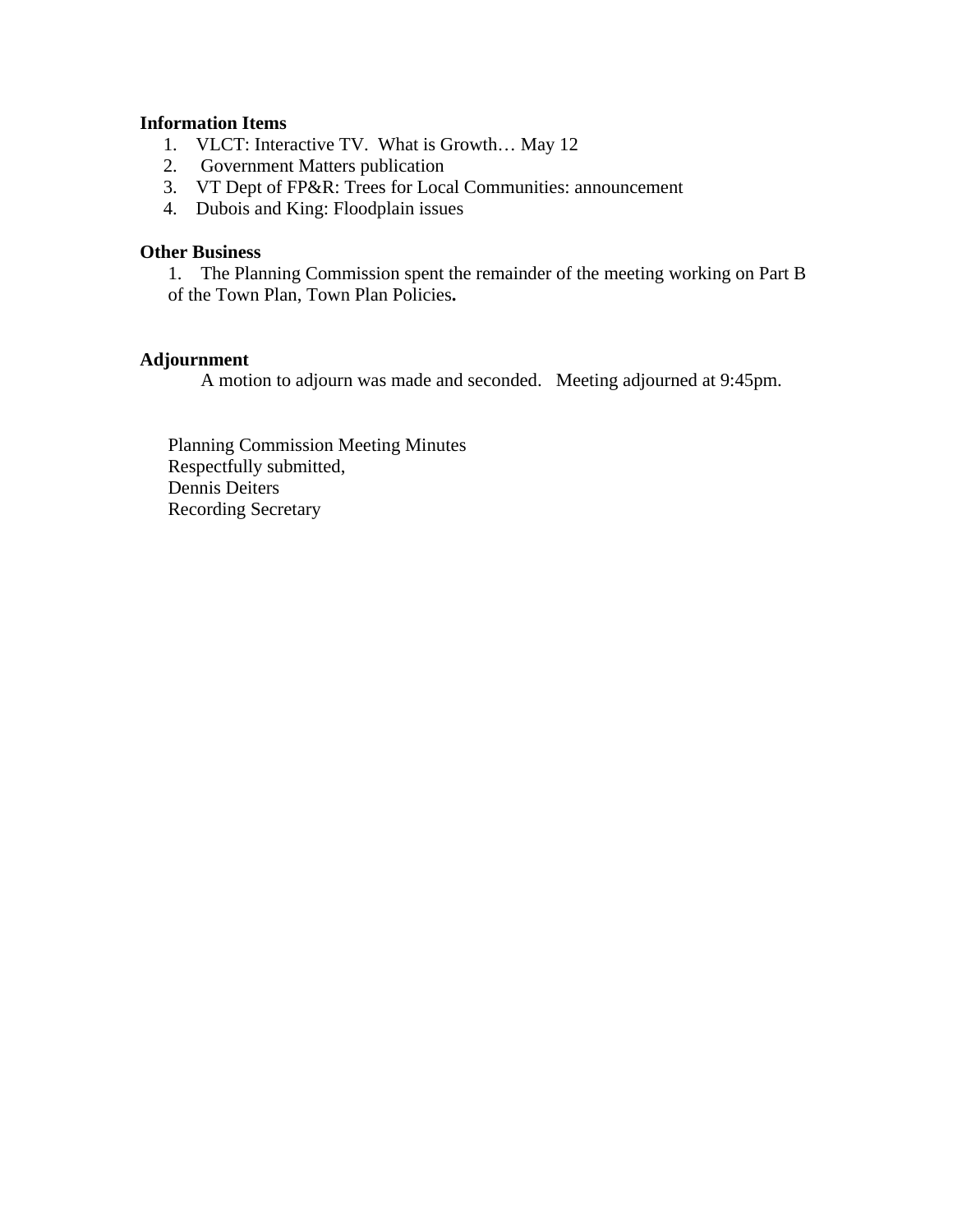**Information Items**

1. VLCT: Interactive TV. What is Growth… May 12
2. Government Matters publication
3. VT Dept of FP&R: Trees for Local Communities: announcement
4. Dubois and King: Floodplain issues

**Other Business**

1. The Planning Commission spent the remainder of the meeting working on Part B of the Town Plan, Town Plan Policies**.**

**Adjournment**

A motion to adjourn was made and seconded. Meeting adjourned at 9:45pm.

Planning Commission Meeting Minutes
Respectfully submitted,
Dennis Deiters
Recording Secretary